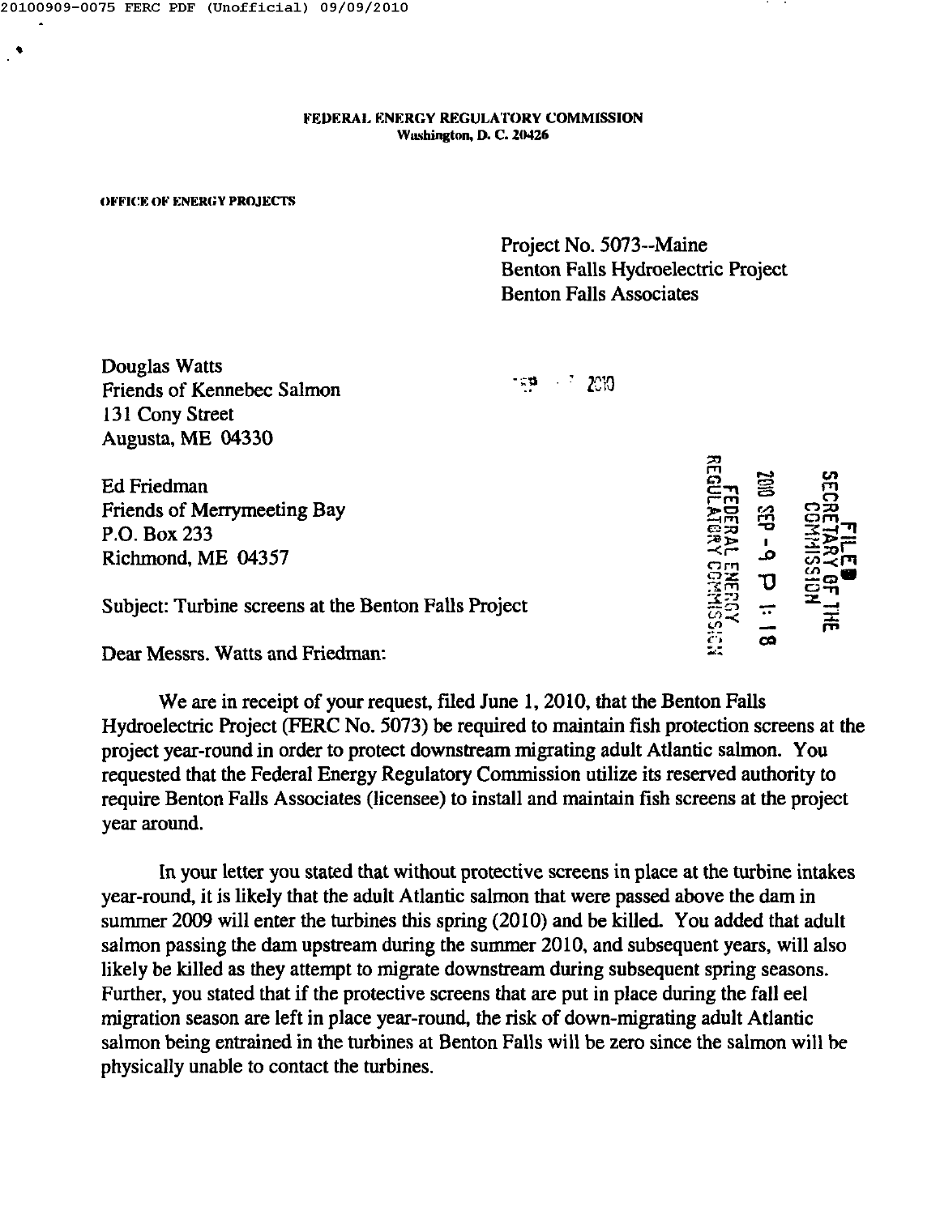**FEDERAL ENERGY REGULATORY COMMISSION**
**Washington, D. C. 20426**

**OFFICE OF ENERGY PROJECTS**

Project No. 5073--Maine
Benton Falls Hydroelectric Project
Benton Falls Associates

Douglas Watts
Friends of Kennebec Salmon
131 Cony Street
Augusta, ME 04330

SEP 2010

Ed Friedman
Friends of Merrymeeting Bay
P.O. Box 233
Richmond, ME 04357

FILED
SECRETARY OF THE COMMISSION
2010 SEP -9 P 1:18
FEDERAL ENERGY REGULATORY COMMISSION

Subject: Turbine screens at the Benton Falls Project

Dear Messrs. Watts and Friedman:

We are in receipt of your request, filed June 1, 2010, that the Benton Falls Hydroelectric Project (FERC No. 5073) be required to maintain fish protection screens at the project year-round in order to protect downstream migrating adult Atlantic salmon. You requested that the Federal Energy Regulatory Commission utilize its reserved authority to require Benton Falls Associates (licensee) to install and maintain fish screens at the project year around.

In your letter you stated that without protective screens in place at the turbine intakes year-round, it is likely that the adult Atlantic salmon that were passed above the dam in summer 2009 will enter the turbines this spring (2010) and be killed. You added that adult salmon passing the dam upstream during the summer 2010, and subsequent years, will also likely be killed as they attempt to migrate downstream during subsequent spring seasons. Further, you stated that if the protective screens that are put in place during the fall eel migration season are left in place year-round, the risk of down-migrating adult Atlantic salmon being entrained in the turbines at Benton Falls will be zero since the salmon will be physically unable to contact the turbines.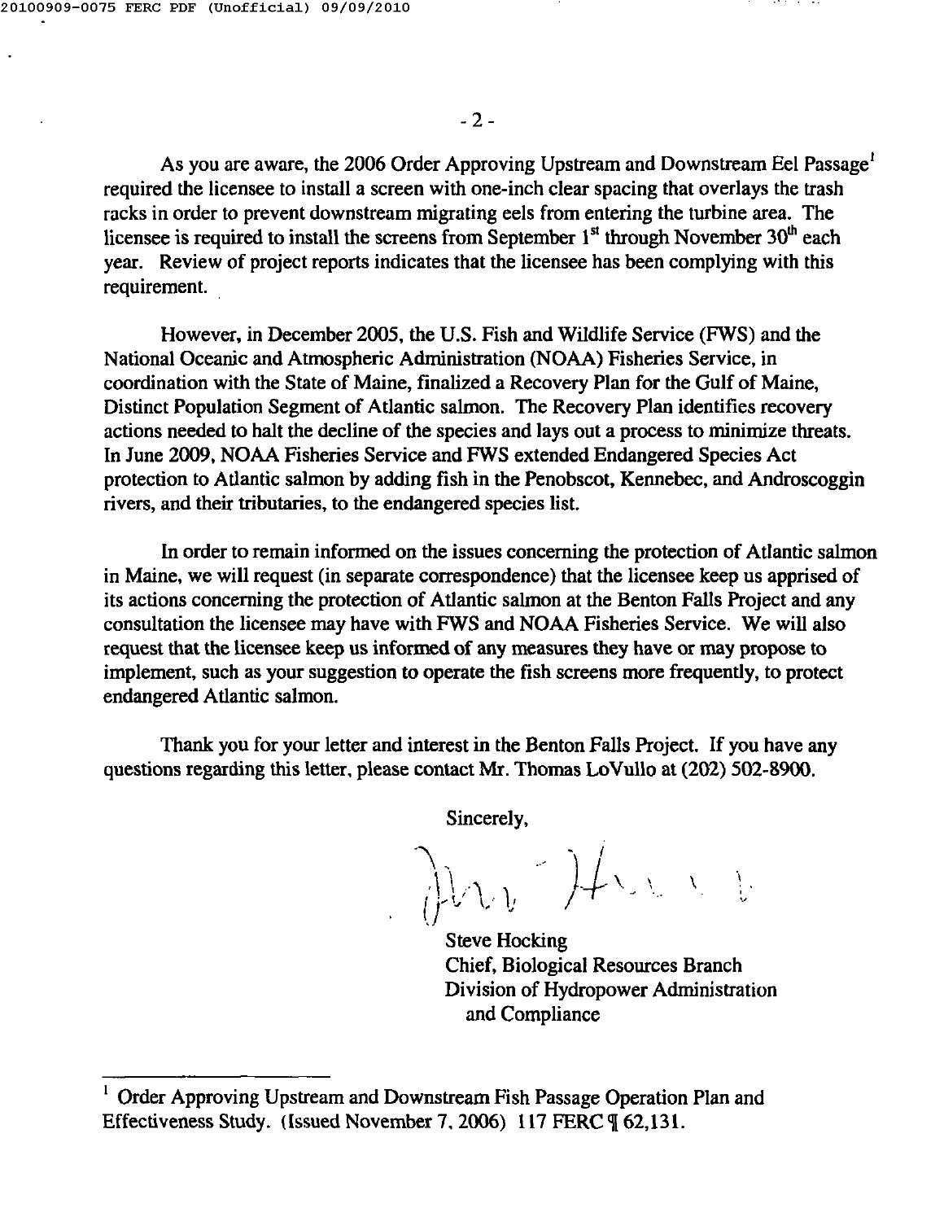As you are aware, the 2006 Order Approving Upstream and Downstream Eel Passage[1] required the licensee to install a screen with one-inch clear spacing that overlays the trash racks in order to prevent downstream migrating eels from entering the turbine area. The licensee is required to install the screens from September 1st through November 30th each year. Review of project reports indicates that the licensee has been complying with this requirement.

However, in December 2005, the U.S. Fish and Wildlife Service (FWS) and the National Oceanic and Atmospheric Administration (NOAA) Fisheries Service, in coordination with the State of Maine, finalized a Recovery Plan for the Gulf of Maine, Distinct Population Segment of Atlantic salmon. The Recovery Plan identifies recovery actions needed to halt the decline of the species and lays out a process to minimize threats. In June 2009, NOAA Fisheries Service and FWS extended Endangered Species Act protection to Atlantic salmon by adding fish in the Penobscot, Kennebec, and Androscoggin rivers, and their tributaries, to the endangered species list.

In order to remain informed on the issues concerning the protection of Atlantic salmon in Maine, we will request (in separate correspondence) that the licensee keep us apprised of its actions concerning the protection of Atlantic salmon at the Benton Falls Project and any consultation the licensee may have with FWS and NOAA Fisheries Service. We will also request that the licensee keep us informed of any measures they have or may propose to implement, such as your suggestion to operate the fish screens more frequently, to protect endangered Atlantic salmon.

Thank you for your letter and interest in the Benton Falls Project. If you have any questions regarding this letter, please contact Mr. Thomas LoVullo at (202) 502-8900.

Sincerely,

Steve Hocking
Chief, Biological Resources Branch
Division of Hydropower Administration
and Compliance

[1] Order Approving Upstream and Downstream Fish Passage Operation Plan and Effectiveness Study. (Issued November 7, 2006) 117 FERC ¶ 62,131.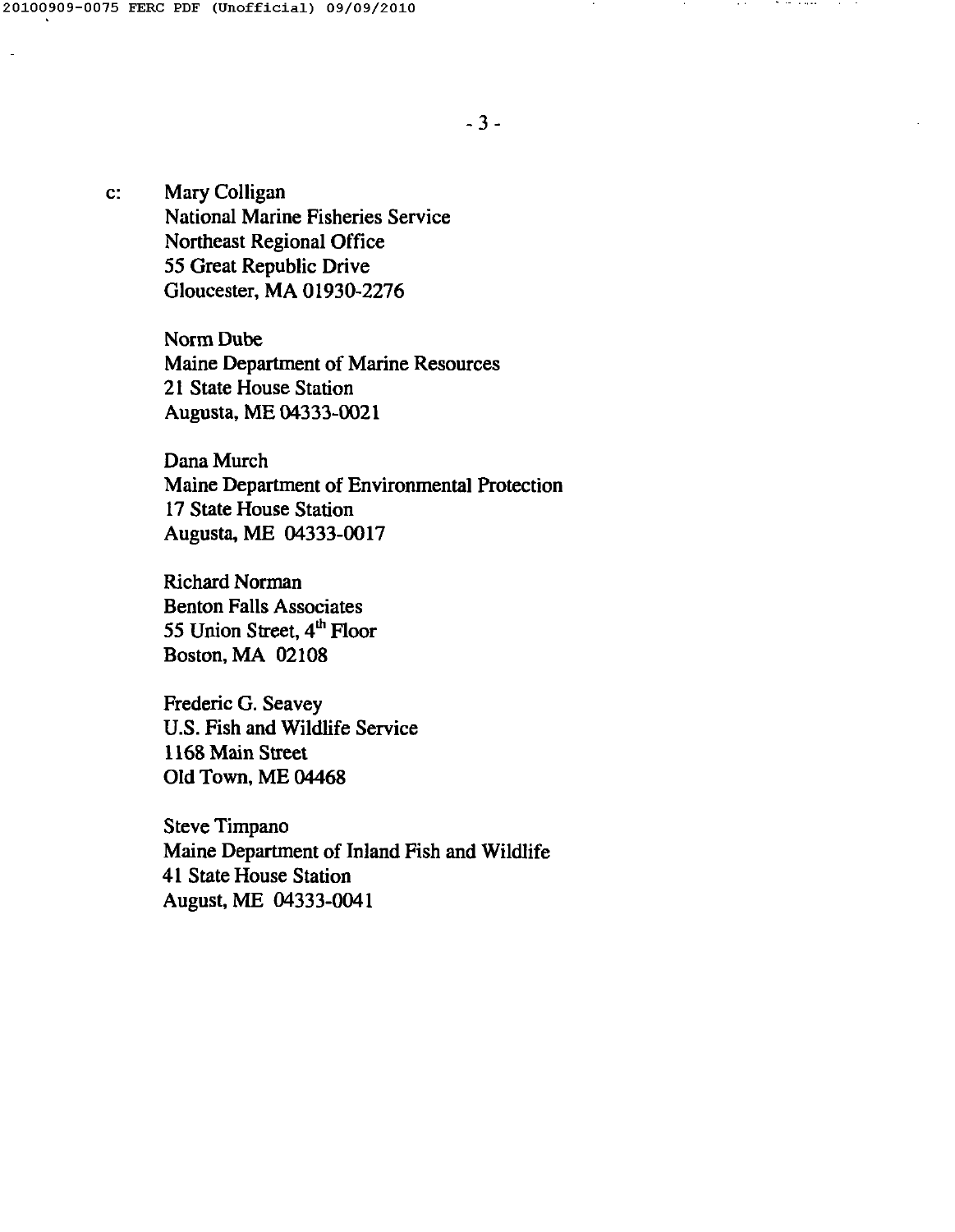c: Mary Colligan
National Marine Fisheries Service
Northeast Regional Office
55 Great Republic Drive
Gloucester, MA 01930-2276

Norm Dube
Maine Department of Marine Resources
21 State House Station
Augusta, ME 04333-0021

Dana Murch
Maine Department of Environmental Protection
17 State House Station
Augusta, ME 04333-0017

Richard Norman
Benton Falls Associates
55 Union Street, 4th Floor
Boston, MA 02108

Frederic G. Seavey
U.S. Fish and Wildlife Service
1168 Main Street
Old Town, ME 04468

Steve Timpano
Maine Department of Inland Fish and Wildlife
41 State House Station
August, ME 04333-0041